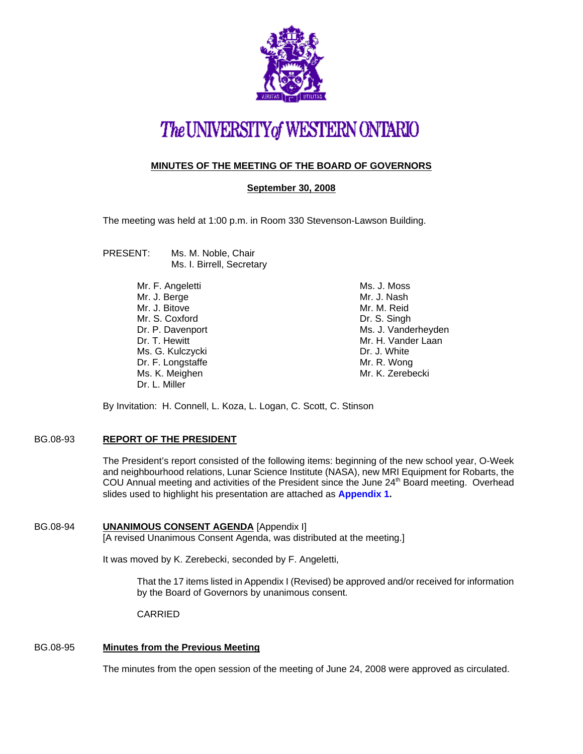# The UNIVERSITY of WESTERN ONTARIO

## MINUTES OF THE MEETING OF THE BOARD OF GOVERNORS

### September 30, 2008

The meeting was held at 1:00 p.m. in Room 330 Stevenson-Lawson Building.

PRESENT: Ms. M. Noble, Chair
Ms. I. Birrell, Secretary

Mr. F. Angeletti
Mr. J. Berge
Mr. J. Bitove
Mr. S. Coxford
Dr. P. Davenport
Dr. T. Hewitt
Ms. G. Kulczycki
Dr. F. Longstaffe
Ms. K. Meighen
Dr. L. Miller
Ms. J. Moss
Mr. J. Nash
Mr. M. Reid
Dr. S. Singh
Ms. J. Vanderheyden
Mr. H. Vander Laan
Dr. J. White
Mr. R. Wong
Mr. K. Zerebecki

By Invitation: H. Connell, L. Koza, L. Logan, C. Scott, C. Stinson

### BG.08-93 REPORT OF THE PRESIDENT

The President's report consisted of the following items: beginning of the new school year, O-Week and neighbourhood relations, Lunar Science Institute (NASA), new MRI Equipment for Robarts, the COU Annual meeting and activities of the President since the June 24th Board meeting. Overhead slides used to highlight his presentation are attached as **Appendix 1.**

### BG.08-94 UNANIMOUS CONSENT AGENDA [Appendix I]

[A revised Unanimous Consent Agenda, was distributed at the meeting.]

It was moved by K. Zerebecki, seconded by F. Angeletti,

> That the 17 items listed in Appendix I (Revised) be approved and/or received for information by the Board of Governors by unanimous consent.
>
> CARRIED

### BG.08-95 Minutes from the Previous Meeting

The minutes from the open session of the meeting of June 24, 2008 were approved as circulated.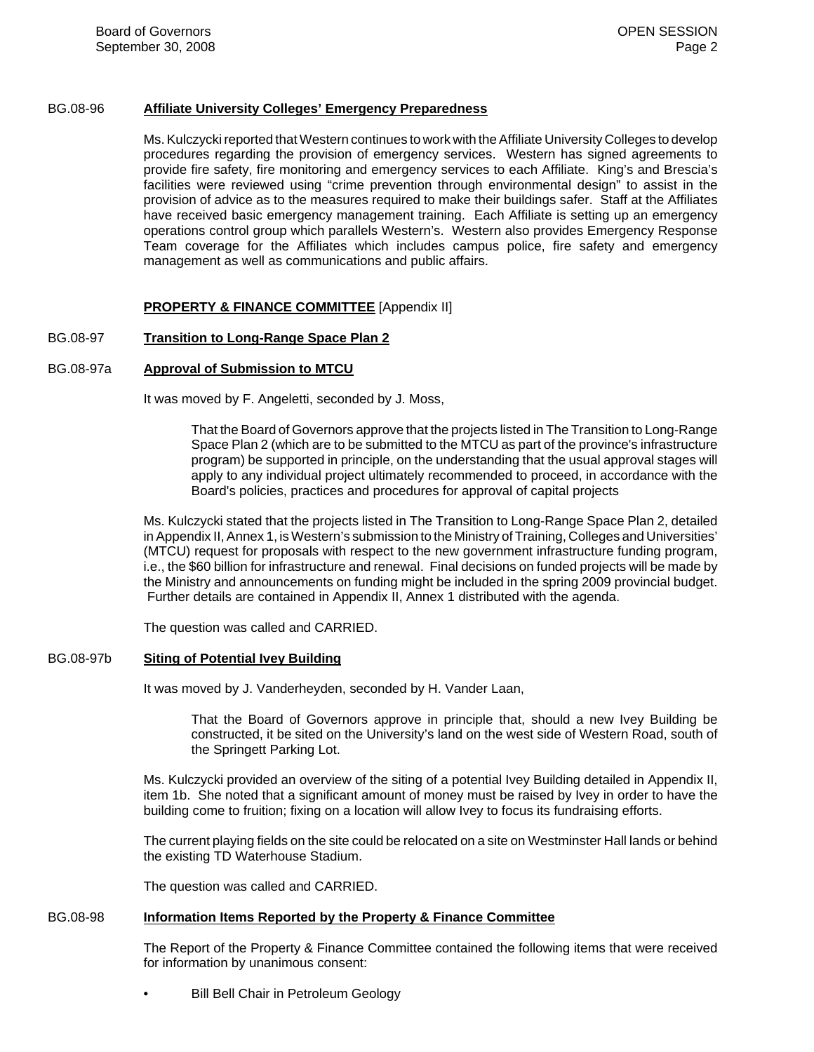BG.08-96 **Affiliate University Colleges' Emergency Preparedness**

Ms. Kulczycki reported that Western continues to work with the Affiliate University Colleges to develop procedures regarding the provision of emergency services. Western has signed agreements to provide fire safety, fire monitoring and emergency services to each Affiliate. King's and Brescia's facilities were reviewed using "crime prevention through environmental design" to assist in the provision of advice as to the measures required to make their buildings safer. Staff at the Affiliates have received basic emergency management training. Each Affiliate is setting up an emergency operations control group which parallels Western's. Western also provides Emergency Response Team coverage for the Affiliates which includes campus police, fire safety and emergency management as well as communications and public affairs.

**PROPERTY & FINANCE COMMITTEE** [Appendix II]

BG.08-97 **Transition to Long-Range Space Plan 2**

BG.08-97a **Approval of Submission to MTCU**

It was moved by F. Angeletti, seconded by J. Moss,

> That the Board of Governors approve that the projects listed in The Transition to Long-Range Space Plan 2 (which are to be submitted to the MTCU as part of the province's infrastructure program) be supported in principle, on the understanding that the usual approval stages will apply to any individual project ultimately recommended to proceed, in accordance with the Board's policies, practices and procedures for approval of capital projects

Ms. Kulczycki stated that the projects listed in The Transition to Long-Range Space Plan 2, detailed in Appendix II, Annex 1, is Western's submission to the Ministry of Training, Colleges and Universities' (MTCU) request for proposals with respect to the new government infrastructure funding program, i.e., the $60 billion for infrastructure and renewal. Final decisions on funded projects will be made by the Ministry and announcements on funding might be included in the spring 2009 provincial budget. Further details are contained in Appendix II, Annex 1 distributed with the agenda.

The question was called and CARRIED.

BG.08-97b **Siting of Potential Ivey Building**

It was moved by J. Vanderheyden, seconded by H. Vander Laan,

> That the Board of Governors approve in principle that, should a new Ivey Building be constructed, it be sited on the University's land on the west side of Western Road, south of the Springett Parking Lot.

Ms. Kulczycki provided an overview of the siting of a potential Ivey Building detailed in Appendix II, item 1b. She noted that a significant amount of money must be raised by Ivey in order to have the building come to fruition; fixing on a location will allow Ivey to focus its fundraising efforts.

The current playing fields on the site could be relocated on a site on Westminster Hall lands or behind the existing TD Waterhouse Stadium.

The question was called and CARRIED.

BG.08-98 **Information Items Reported by the Property & Finance Committee**

The Report of the Property & Finance Committee contained the following items that were received for information by unanimous consent:

- Bill Bell Chair in Petroleum Geology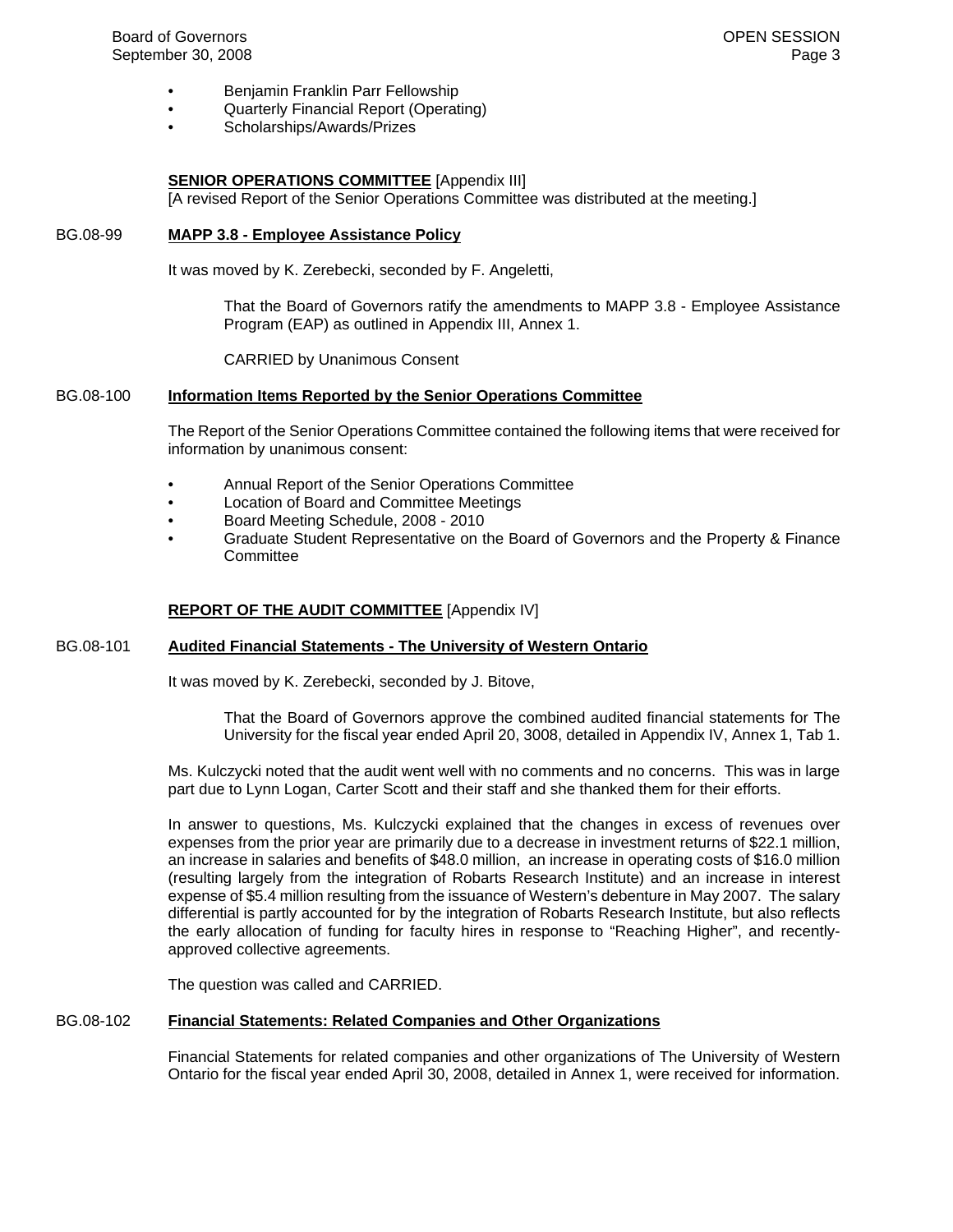- Benjamin Franklin Parr Fellowship
- Quarterly Financial Report (Operating)
- Scholarships/Awards/Prizes

**SENIOR OPERATIONS COMMITTEE** [Appendix III]
[A revised Report of the Senior Operations Committee was distributed at the meeting.]

BG.08-99 **MAPP 3.8 - Employee Assistance Policy**

It was moved by K. Zerebecki, seconded by F. Angeletti,

> That the Board of Governors ratify the amendments to MAPP 3.8 - Employee Assistance Program (EAP) as outlined in Appendix III, Annex 1.
>
> CARRIED by Unanimous Consent

BG.08-100 **Information Items Reported by the Senior Operations Committee**

The Report of the Senior Operations Committee contained the following items that were received for information by unanimous consent:

- Annual Report of the Senior Operations Committee
- Location of Board and Committee Meetings
- Board Meeting Schedule, 2008 - 2010
- Graduate Student Representative on the Board of Governors and the Property & Finance Committee

**REPORT OF THE AUDIT COMMITTEE** [Appendix IV]

BG.08-101 **Audited Financial Statements - The University of Western Ontario**

It was moved by K. Zerebecki, seconded by J. Bitove,

> That the Board of Governors approve the combined audited financial statements for The University for the fiscal year ended April 20, 3008, detailed in Appendix IV, Annex 1, Tab 1.

Ms. Kulczycki noted that the audit went well with no comments and no concerns. This was in large part due to Lynn Logan, Carter Scott and their staff and she thanked them for their efforts.

In answer to questions, Ms. Kulczycki explained that the changes in excess of revenues over expenses from the prior year are primarily due to a decrease in investment returns of $22.1 million, an increase in salaries and benefits of $48.0 million, an increase in operating costs of $16.0 million (resulting largely from the integration of Robarts Research Institute) and an increase in interest expense of $5.4 million resulting from the issuance of Western's debenture in May 2007. The salary differential is partly accounted for by the integration of Robarts Research Institute, but also reflects the early allocation of funding for faculty hires in response to "Reaching Higher", and recently-approved collective agreements.

The question was called and CARRIED.

BG.08-102 **Financial Statements: Related Companies and Other Organizations**

Financial Statements for related companies and other organizations of The University of Western Ontario for the fiscal year ended April 30, 2008, detailed in Annex 1, were received for information.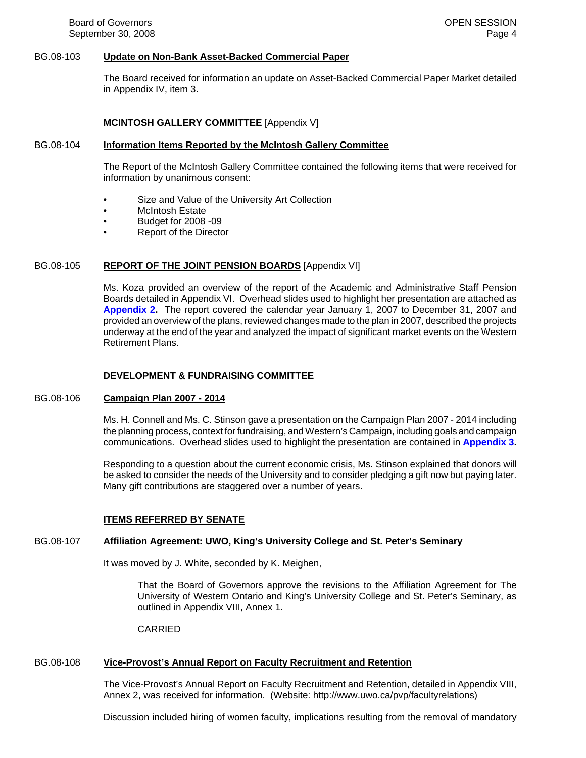BG.08-103 **Update on Non-Bank Asset-Backed Commercial Paper**

The Board received for information an update on Asset-Backed Commercial Paper Market detailed in Appendix IV, item 3.

**MCINTOSH GALLERY COMMITTEE** [Appendix V]

BG.08-104 **Information Items Reported by the McIntosh Gallery Committee**

The Report of the McIntosh Gallery Committee contained the following items that were received for information by unanimous consent:

- Size and Value of the University Art Collection
- McIntosh Estate
- Budget for 2008 -09
- Report of the Director

BG.08-105 **REPORT OF THE JOINT PENSION BOARDS** [Appendix VI]

Ms. Koza provided an overview of the report of the Academic and Administrative Staff Pension Boards detailed in Appendix VI. Overhead slides used to highlight her presentation are attached as **Appendix 2.** The report covered the calendar year January 1, 2007 to December 31, 2007 and provided an overview of the plans, reviewed changes made to the plan in 2007, described the projects underway at the end of the year and analyzed the impact of significant market events on the Western Retirement Plans.

**DEVELOPMENT & FUNDRAISING COMMITTEE**

BG.08-106 **Campaign Plan 2007 - 2014**

Ms. H. Connell and Ms. C. Stinson gave a presentation on the Campaign Plan 2007 - 2014 including the planning process, context for fundraising, and Western's Campaign, including goals and campaign communications. Overhead slides used to highlight the presentation are contained in **Appendix 3.**

Responding to a question about the current economic crisis, Ms. Stinson explained that donors will be asked to consider the needs of the University and to consider pledging a gift now but paying later. Many gift contributions are staggered over a number of years.

**ITEMS REFERRED BY SENATE**

BG.08-107 **Affiliation Agreement: UWO, King's University College and St. Peter's Seminary**

It was moved by J. White, seconded by K. Meighen,

> That the Board of Governors approve the revisions to the Affiliation Agreement for The University of Western Ontario and King's University College and St. Peter's Seminary, as outlined in Appendix VIII, Annex 1.
>
> CARRIED

BG.08-108 **Vice-Provost's Annual Report on Faculty Recruitment and Retention**

The Vice-Provost's Annual Report on Faculty Recruitment and Retention, detailed in Appendix VIII, Annex 2, was received for information. (Website: http://www.uwo.ca/pvp/facultyrelations)

Discussion included hiring of women faculty, implications resulting from the removal of mandatory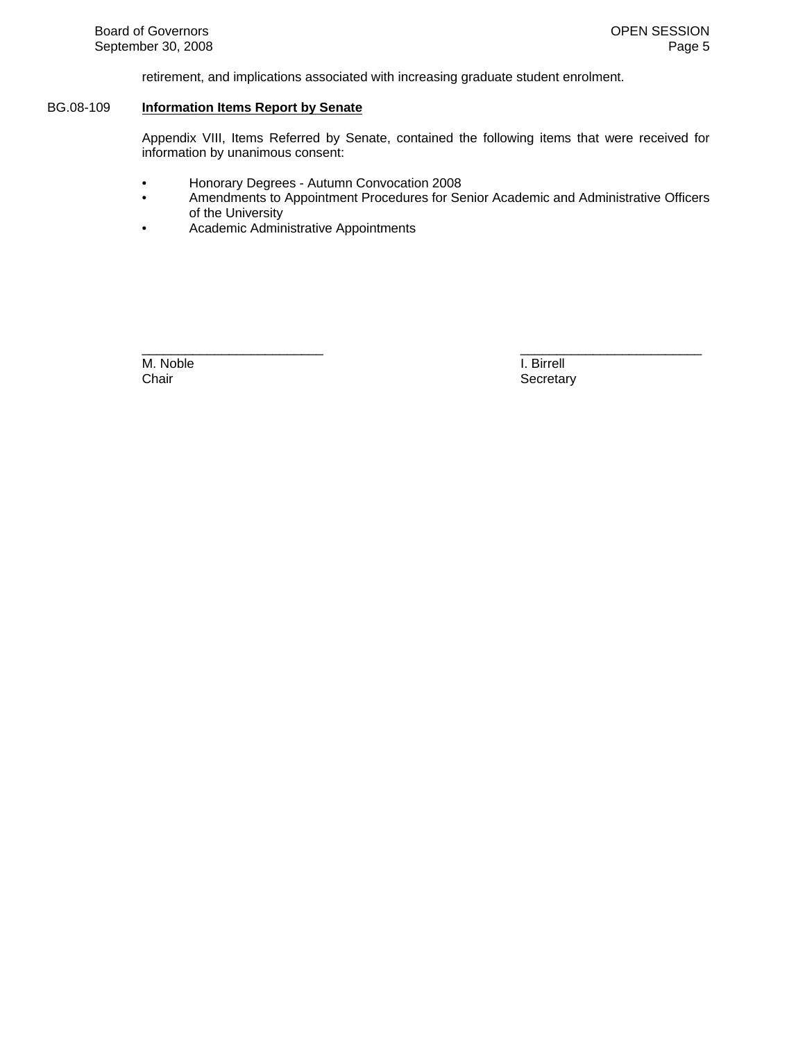retirement, and implications associated with increasing graduate student enrolment.

BG.08-109 **Information Items Report by Senate**

Appendix VIII, Items Referred by Senate, contained the following items that were received for information by unanimous consent:

- Honorary Degrees - Autumn Convocation 2008
- Amendments to Appointment Procedures for Senior Academic and Administrative Officers of the University
- Academic Administrative Appointments

_________________________
M. Noble
Chair

_________________________
I. Birrell
Secretary